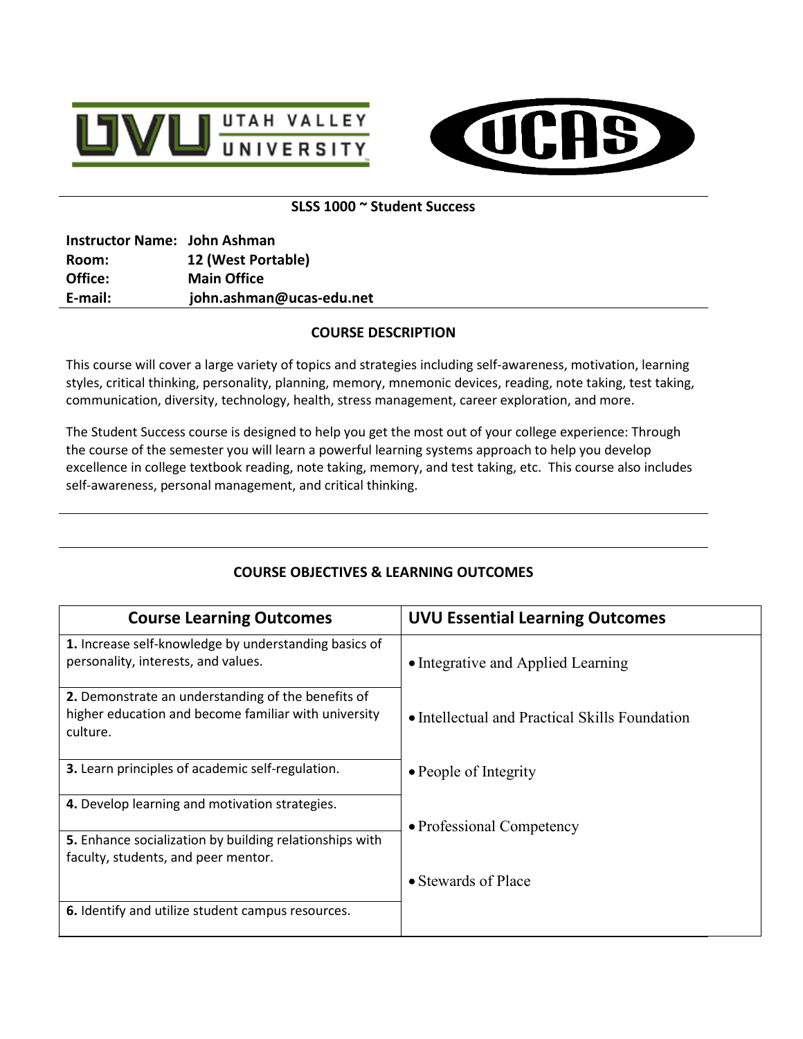## SLSS 1000 ~ Student Success

**Instructor Name:** **John Ashman**
**Room:** **12 (West Portable)**
**Office:** **Main Office**
**E-mail:** **john.ashman@ucas-edu.net**

## COURSE DESCRIPTION

This course will cover a large variety of topics and strategies including self-awareness, motivation, learning styles, critical thinking, personality, planning, memory, mnemonic devices, reading, note taking, test taking, communication, diversity, technology, health, stress management, career exploration, and more.

The Student Success course is designed to help you get the most out of your college experience: Through the course of the semester you will learn a powerful learning systems approach to help you develop excellence in college textbook reading, note taking, memory, and test taking, etc. This course also includes self-awareness, personal management, and critical thinking.

## COURSE OBJECTIVES & LEARNING OUTCOMES

| Course Learning Outcomes | UVU Essential Learning Outcomes |
|---|---|
| **1.** Increase self-knowledge by understanding basics of personality, interests, and values. | • Integrative and Applied Learning |
| **2.** Demonstrate an understanding of the benefits of higher education and become familiar with university culture. | • Intellectual and Practical Skills Foundation |
| **3.** Learn principles of academic self-regulation. | • People of Integrity |
| **4.** Develop learning and motivation strategies. | • Professional Competency |
| **5.** Enhance socialization by building relationships with faculty, students, and peer mentor. | • Stewards of Place |
| **6.** Identify and utilize student campus resources. | |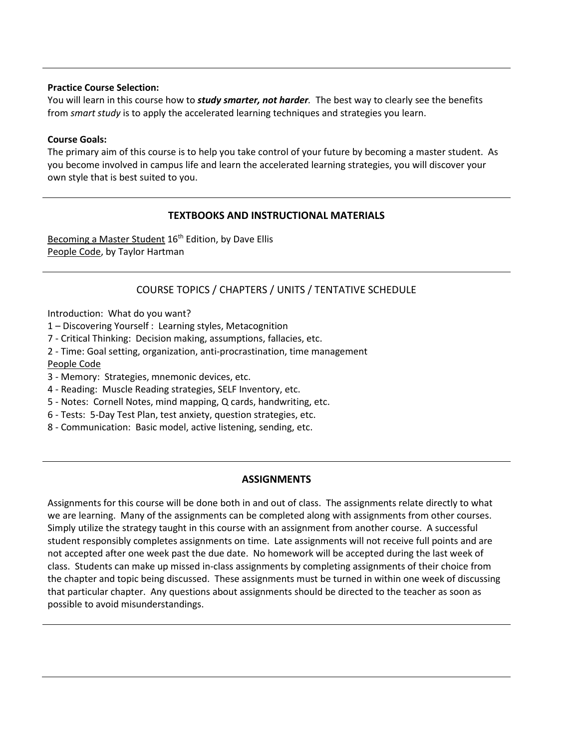**Practice Course Selection:**
You will learn in this course how to ***study smarter, not harder***. The best way to clearly see the benefits from *smart study* is to apply the accelerated learning techniques and strategies you learn.

**Course Goals:**
The primary aim of this course is to help you take control of your future by becoming a master student. As you become involved in campus life and learn the accelerated learning strategies, you will discover your own style that is best suited to you.

## TEXTBOOKS AND INSTRUCTIONAL MATERIALS

Becoming a Master Student 16th Edition, by Dave Ellis
People Code, by Taylor Hartman

## COURSE TOPICS / CHAPTERS / UNITS / TENTATIVE SCHEDULE

Introduction: What do you want?
1 – Discovering Yourself : Learning styles, Metacognition
7 - Critical Thinking: Decision making, assumptions, fallacies, etc.
2 - Time: Goal setting, organization, anti-procrastination, time management
People Code
3 - Memory: Strategies, mnemonic devices, etc.
4 - Reading: Muscle Reading strategies, SELF Inventory, etc.
5 - Notes: Cornell Notes, mind mapping, Q cards, handwriting, etc.
6 - Tests: 5-Day Test Plan, test anxiety, question strategies, etc.
8 - Communication: Basic model, active listening, sending, etc.

## ASSIGNMENTS

Assignments for this course will be done both in and out of class. The assignments relate directly to what we are learning. Many of the assignments can be completed along with assignments from other courses. Simply utilize the strategy taught in this course with an assignment from another course. A successful student responsibly completes assignments on time. Late assignments will not receive full points and are not accepted after one week past the due date. No homework will be accepted during the last week of class. Students can make up missed in-class assignments by completing assignments of their choice from the chapter and topic being discussed. These assignments must be turned in within one week of discussing that particular chapter. Any questions about assignments should be directed to the teacher as soon as possible to avoid misunderstandings.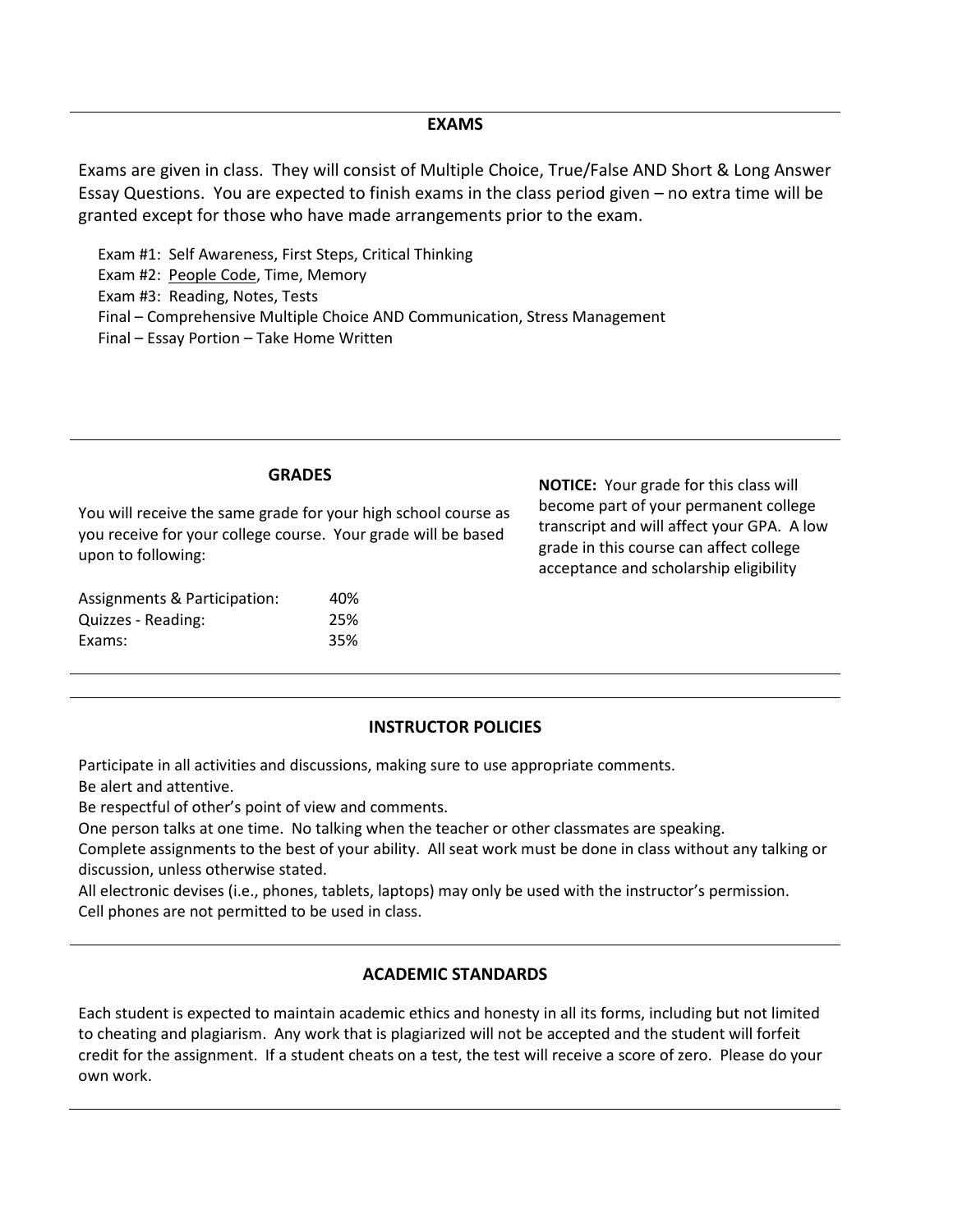## EXAMS

Exams are given in class. They will consist of Multiple Choice, True/False AND Short & Long Answer Essay Questions. You are expected to finish exams in the class period given – no extra time will be granted except for those who have made arrangements prior to the exam.

Exam #1: Self Awareness, First Steps, Critical Thinking
Exam #2: People Code, Time, Memory
Exam #3: Reading, Notes, Tests
Final – Comprehensive Multiple Choice AND Communication, Stress Management
Final – Essay Portion – Take Home Written

## GRADES

You will receive the same grade for your high school course as you receive for your college course. Your grade will be based upon to following:

| | |
|---|---|
| Assignments & Participation: | 40% |
| Quizzes - Reading: | 25% |
| Exams: | 35% |

**NOTICE:** Your grade for this class will become part of your permanent college transcript and will affect your GPA. A low grade in this course can affect college acceptance and scholarship eligibility

## INSTRUCTOR POLICIES

Participate in all activities and discussions, making sure to use appropriate comments.
Be alert and attentive.
Be respectful of other's point of view and comments.
One person talks at one time. No talking when the teacher or other classmates are speaking.
Complete assignments to the best of your ability. All seat work must be done in class without any talking or discussion, unless otherwise stated.
All electronic devises (i.e., phones, tablets, laptops) may only be used with the instructor's permission.
Cell phones are not permitted to be used in class.

## ACADEMIC STANDARDS

Each student is expected to maintain academic ethics and honesty in all its forms, including but not limited to cheating and plagiarism. Any work that is plagiarized will not be accepted and the student will forfeit credit for the assignment. If a student cheats on a test, the test will receive a score of zero. Please do your own work.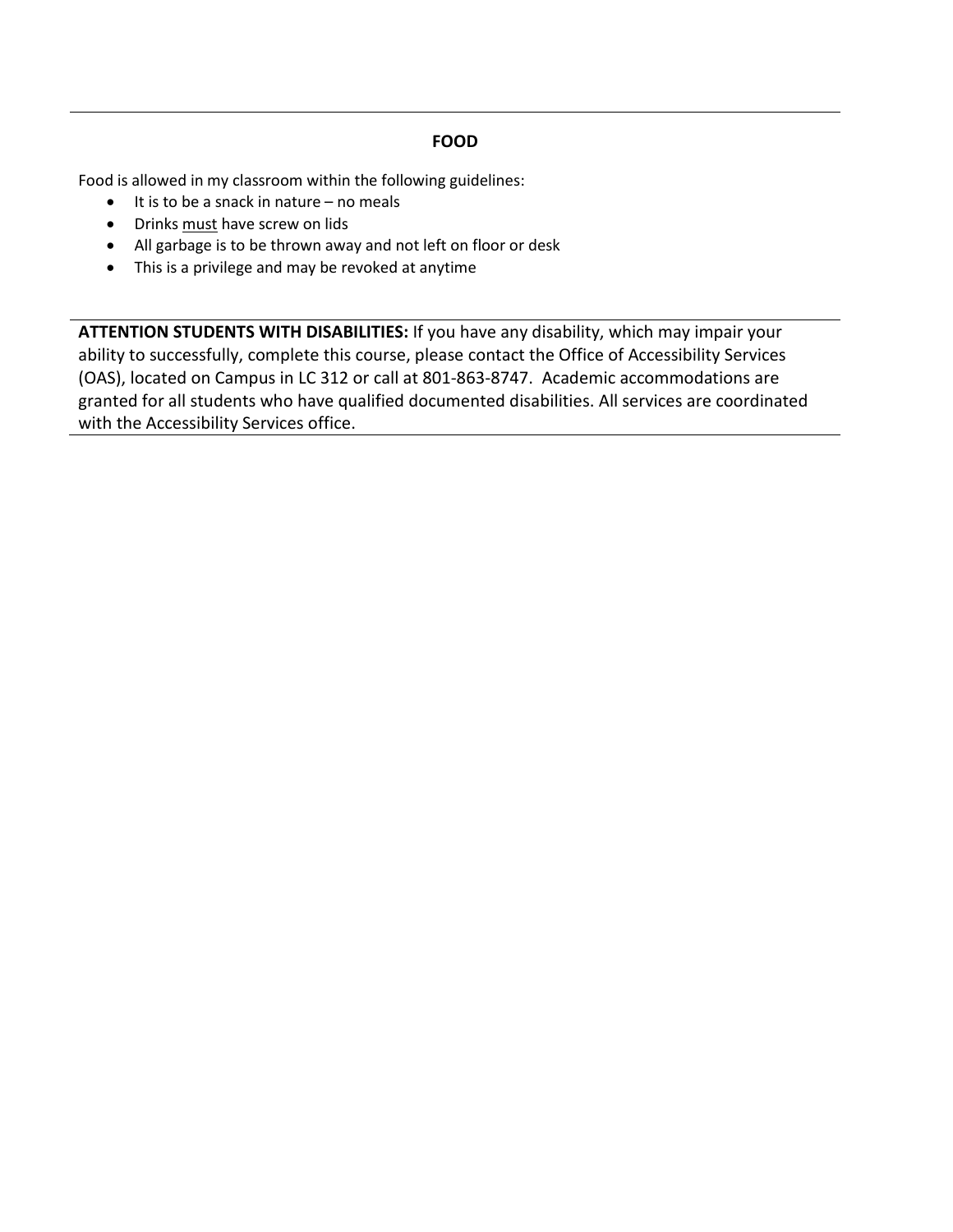## FOOD

Food is allowed in my classroom within the following guidelines:

- It is to be a snack in nature – no meals
- Drinks <u>must</u> have screw on lids
- All garbage is to be thrown away and not left on floor or desk
- This is a privilege and may be revoked at anytime

**ATTENTION STUDENTS WITH DISABILITIES:** If you have any disability, which may impair your ability to successfully, complete this course, please contact the Office of Accessibility Services (OAS), located on Campus in LC 312 or call at 801-863-8747. Academic accommodations are granted for all students who have qualified documented disabilities. All services are coordinated with the Accessibility Services office.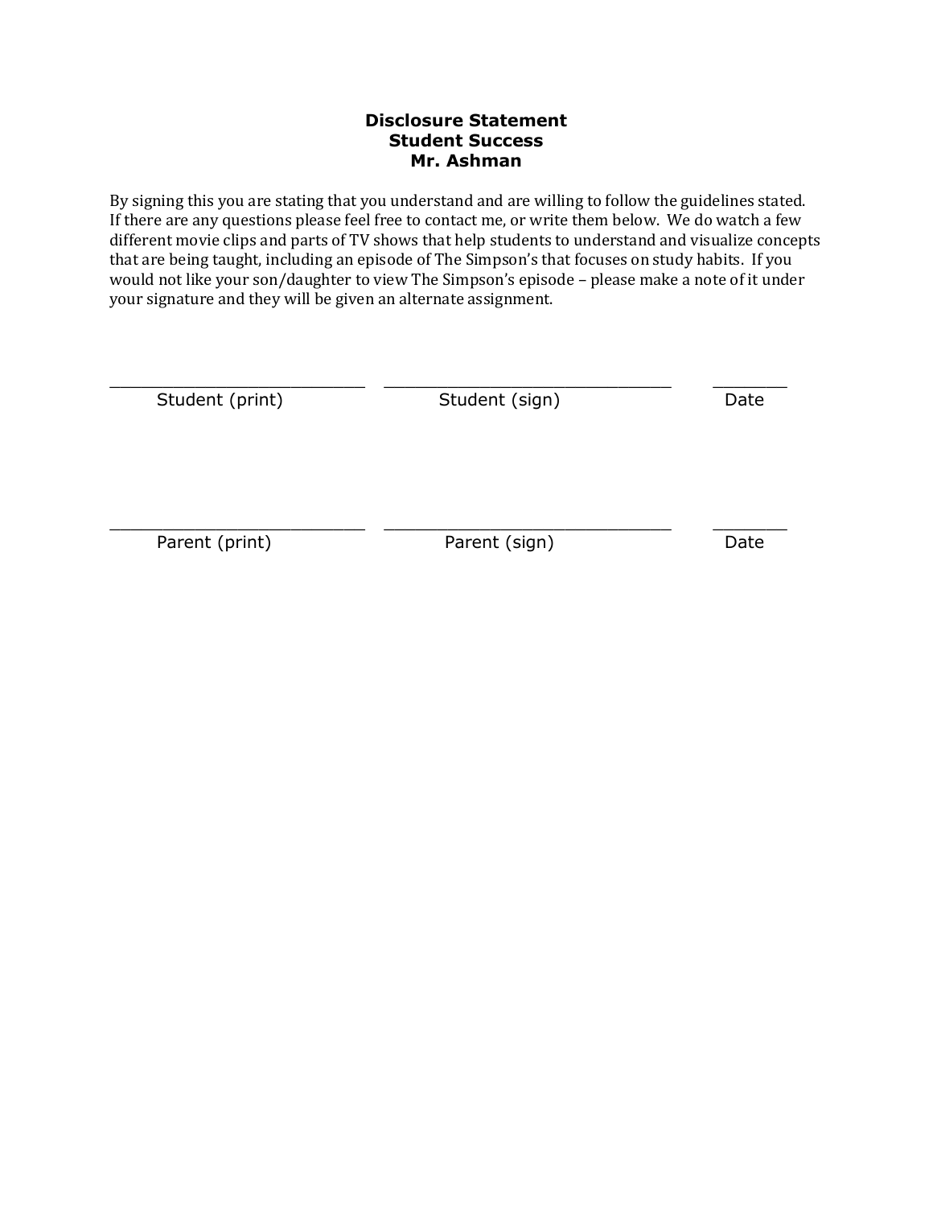**Disclosure Statement**
**Student Success**
**Mr. Ashman**

By signing this you are stating that you understand and are willing to follow the guidelines stated. If there are any questions please feel free to contact me, or write them below. We do watch a few different movie clips and parts of TV shows that help students to understand and visualize concepts that are being taught, including an episode of The Simpson's that focuses on study habits. If you would not like your son/daughter to view The Simpson's episode – please make a note of it under your signature and they will be given an alternate assignment.

\_\_\_\_\_\_\_\_\_\_\_\_\_\_\_\_\_\_\_\_\_\_\_\_\_\_\_\_ \_\_\_\_\_\_\_\_\_\_\_\_\_\_\_\_\_\_\_\_\_\_\_\_\_\_\_\_\_\_\_\_ \_\_\_\_\_\_\_\_

Student (print) Student (sign) Date

\_\_\_\_\_\_\_\_\_\_\_\_\_\_\_\_\_\_\_\_\_\_\_\_\_\_\_\_ \_\_\_\_\_\_\_\_\_\_\_\_\_\_\_\_\_\_\_\_\_\_\_\_\_\_\_\_\_\_\_\_ \_\_\_\_\_\_\_\_

Parent (print) Parent (sign) Date